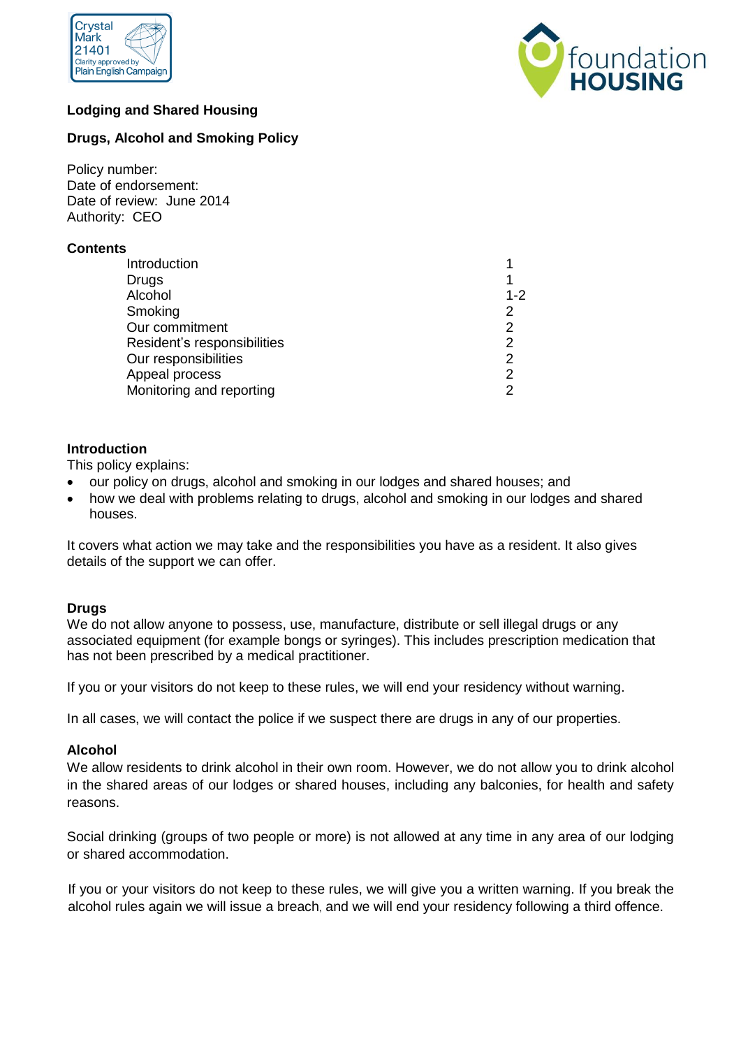**Lodging and Shared Housing**

# Drugs, Alcohol and Smoking Policy

Policy number:
Date of endorsement:
Date of review: June 2014
Authority: CEO

**Contents**

| | |
|---|---|
| Introduction | 1 |
| Drugs | 1 |
| Alcohol | 1-2 |
| Smoking | 2 |
| Our commitment | 2 |
| Resident's responsibilities | 2 |
| Our responsibilities | 2 |
| Appeal process | 2 |
| Monitoring and reporting | 2 |

## Introduction

This policy explains:

- our policy on drugs, alcohol and smoking in our lodges and shared houses; and
- how we deal with problems relating to drugs, alcohol and smoking in our lodges and shared houses.

It covers what action we may take and the responsibilities you have as a resident. It also gives details of the support we can offer.

## Drugs

We do not allow anyone to possess, use, manufacture, distribute or sell illegal drugs or any associated equipment (for example bongs or syringes). This includes prescription medication that has not been prescribed by a medical practitioner.

If you or your visitors do not keep to these rules, we will end your residency without warning.

In all cases, we will contact the police if we suspect there are drugs in any of our properties.

## Alcohol

We allow residents to drink alcohol in their own room. However, we do not allow you to drink alcohol in the shared areas of our lodges or shared houses, including any balconies, for health and safety reasons.

Social drinking (groups of two people or more) is not allowed at any time in any area of our lodging or shared accommodation.

If you or your visitors do not keep to these rules, we will give you a written warning. If you break the alcohol rules again we will issue a breach, and we will end your residency following a third offence.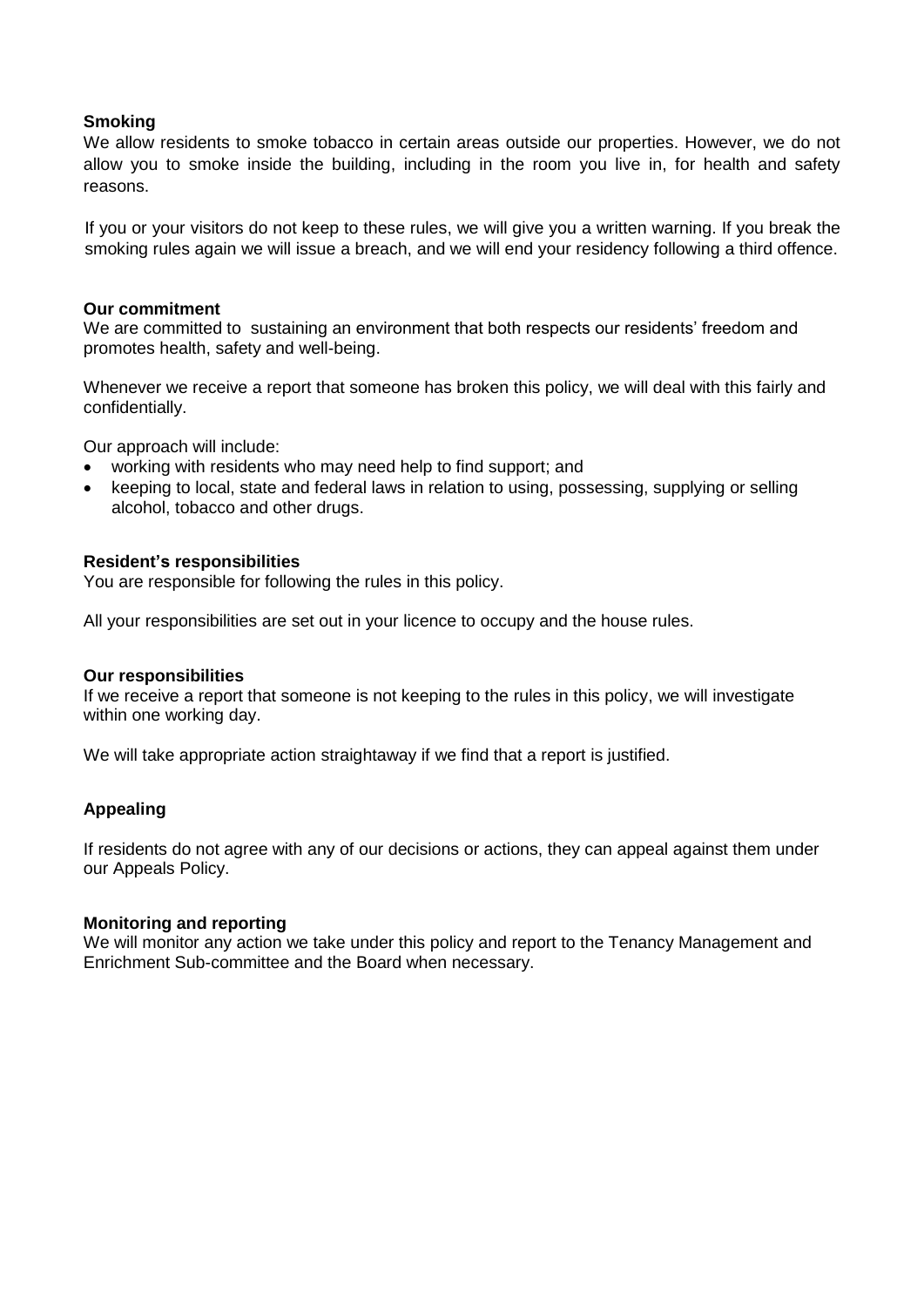**Smoking**

We allow residents to smoke tobacco in certain areas outside our properties. However, we do not allow you to smoke inside the building, including in the room you live in, for health and safety reasons.

If you or your visitors do not keep to these rules, we will give you a written warning. If you break the smoking rules again we will issue a breach, and we will end your residency following a third offence.

**Our commitment**

We are committed to sustaining an environment that both respects our residents' freedom and promotes health, safety and well-being.

Whenever we receive a report that someone has broken this policy, we will deal with this fairly and confidentially.

Our approach will include:

- working with residents who may need help to find support; and
- keeping to local, state and federal laws in relation to using, possessing, supplying or selling alcohol, tobacco and other drugs.

**Resident's responsibilities**

You are responsible for following the rules in this policy.

All your responsibilities are set out in your licence to occupy and the house rules.

**Our responsibilities**

If we receive a report that someone is not keeping to the rules in this policy, we will investigate within one working day.

We will take appropriate action straightaway if we find that a report is justified.

**Appealing**

If residents do not agree with any of our decisions or actions, they can appeal against them under our Appeals Policy.

**Monitoring and reporting**

We will monitor any action we take under this policy and report to the Tenancy Management and Enrichment Sub-committee and the Board when necessary.